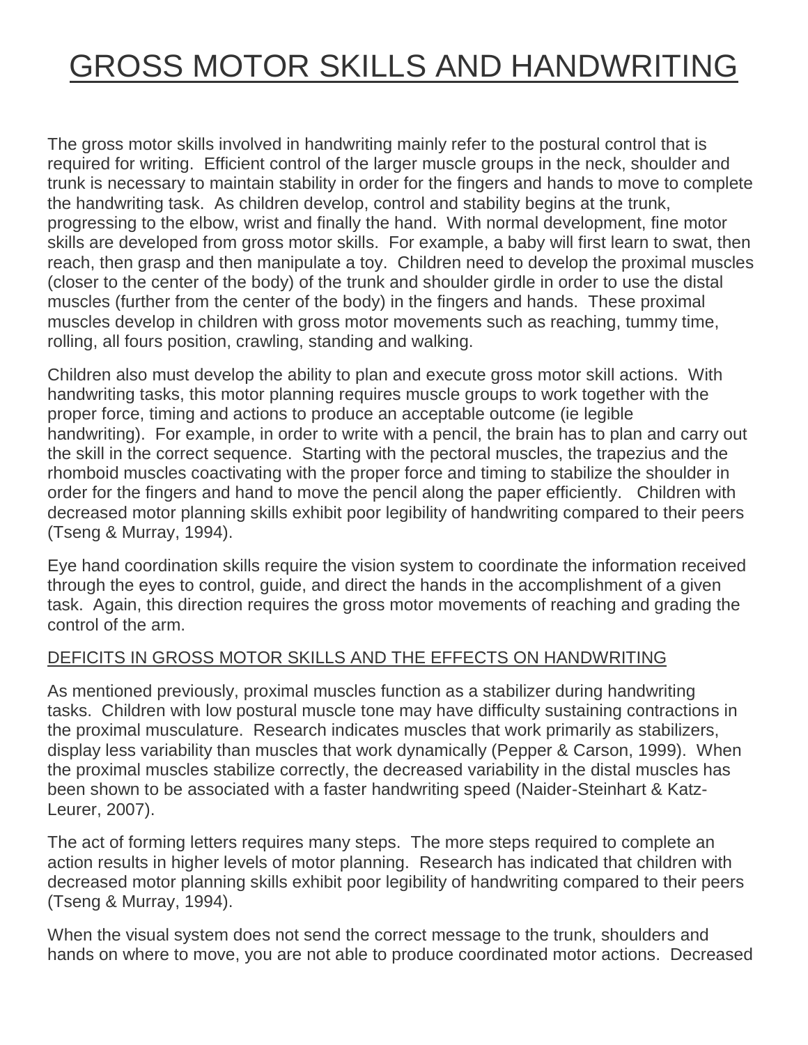# GROSS MOTOR SKILLS AND HANDWRITING

The gross motor skills involved in handwriting mainly refer to the postural control that is required for writing. Efficient control of the larger muscle groups in the neck, shoulder and trunk is necessary to maintain stability in order for the fingers and hands to move to complete the handwriting task. As children develop, control and stability begins at the trunk, progressing to the elbow, wrist and finally the hand. With normal development, fine motor skills are developed from gross motor skills. For example, a baby will first learn to swat, then reach, then grasp and then manipulate a toy. Children need to develop the proximal muscles (closer to the center of the body) of the trunk and shoulder girdle in order to use the distal muscles (further from the center of the body) in the fingers and hands. These proximal muscles develop in children with gross motor movements such as reaching, tummy time, rolling, all fours position, crawling, standing and walking.

Children also must develop the ability to plan and execute gross motor skill actions. With handwriting tasks, this motor planning requires muscle groups to work together with the proper force, timing and actions to produce an acceptable outcome (ie legible handwriting). For example, in order to write with a pencil, the brain has to plan and carry out the skill in the correct sequence. Starting with the pectoral muscles, the trapezius and the rhomboid muscles coactivating with the proper force and timing to stabilize the shoulder in order for the fingers and hand to move the pencil along the paper efficiently. Children with decreased motor planning skills exhibit poor legibility of handwriting compared to their peers (Tseng & Murray, 1994).

Eye hand coordination skills require the vision system to coordinate the information received through the eyes to control, guide, and direct the hands in the accomplishment of a given task. Again, this direction requires the gross motor movements of reaching and grading the control of the arm.

## DEFICITS IN GROSS MOTOR SKILLS AND THE EFFECTS ON HANDWRITING

As mentioned previously, proximal muscles function as a stabilizer during handwriting tasks. Children with low postural muscle tone may have difficulty sustaining contractions in the proximal musculature. Research indicates muscles that work primarily as stabilizers, display less variability than muscles that work dynamically (Pepper & Carson, 1999). When the proximal muscles stabilize correctly, the decreased variability in the distal muscles has been shown to be associated with a faster handwriting speed (Naider-Steinhart & Katz-Leurer, 2007).

The act of forming letters requires many steps. The more steps required to complete an action results in higher levels of motor planning. Research has indicated that children with decreased motor planning skills exhibit poor legibility of handwriting compared to their peers (Tseng & Murray, 1994).

When the visual system does not send the correct message to the trunk, shoulders and hands on where to move, you are not able to produce coordinated motor actions. Decreased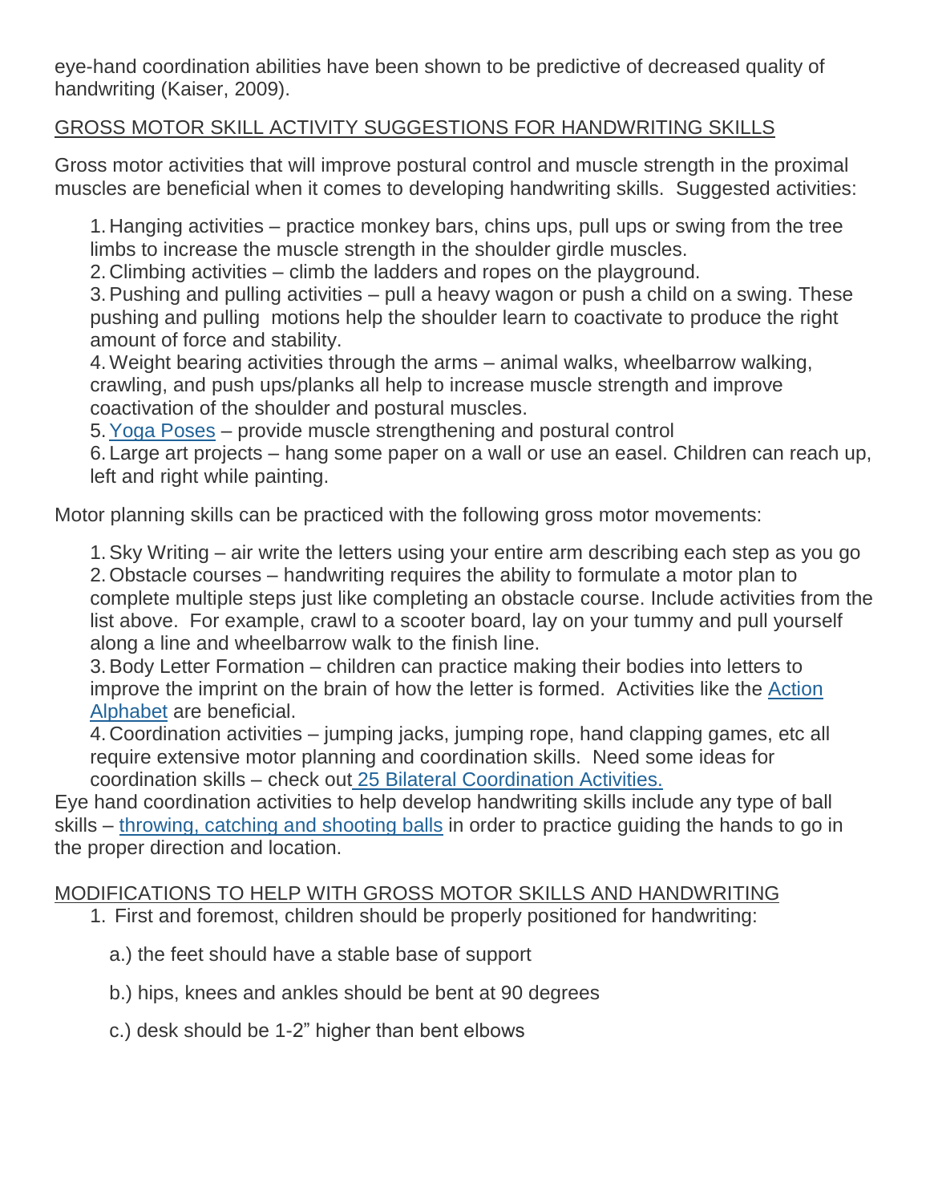eye-hand coordination abilities have been shown to be predictive of decreased quality of handwriting (Kaiser, 2009).

## GROSS MOTOR SKILL ACTIVITY SUGGESTIONS FOR HANDWRITING SKILLS

Gross motor activities that will improve postural control and muscle strength in the proximal muscles are beneficial when it comes to developing handwriting skills. Suggested activities:

1. Hanging activities – practice monkey bars, chins ups, pull ups or swing from the tree limbs to increase the muscle strength in the shoulder girdle muscles.
2. Climbing activities – climb the ladders and ropes on the playground.
3. Pushing and pulling activities – pull a heavy wagon or push a child on a swing. These pushing and pulling motions help the shoulder learn to coactivate to produce the right amount of force and stability.
4. Weight bearing activities through the arms – animal walks, wheelbarrow walking, crawling, and push ups/planks all help to increase muscle strength and improve coactivation of the shoulder and postural muscles.
5. Yoga Poses – provide muscle strengthening and postural control
6. Large art projects – hang some paper on a wall or use an easel. Children can reach up, left and right while painting.

Motor planning skills can be practiced with the following gross motor movements:

1. Sky Writing – air write the letters using your entire arm describing each step as you go
2. Obstacle courses – handwriting requires the ability to formulate a motor plan to complete multiple steps just like completing an obstacle course. Include activities from the list above. For example, crawl to a scooter board, lay on your tummy and pull yourself along a line and wheelbarrow walk to the finish line.
3. Body Letter Formation – children can practice making their bodies into letters to improve the imprint on the brain of how the letter is formed. Activities like the Action Alphabet are beneficial.
4. Coordination activities – jumping jacks, jumping rope, hand clapping games, etc all require extensive motor planning and coordination skills. Need some ideas for coordination skills – check out 25 Bilateral Coordination Activities.

Eye hand coordination activities to help develop handwriting skills include any type of ball skills – throwing, catching and shooting balls in order to practice guiding the hands to go in the proper direction and location.

## MODIFICATIONS TO HELP WITH GROSS MOTOR SKILLS AND HANDWRITING

1. First and foremost, children should be properly positioned for handwriting:

   a.) the feet should have a stable base of support

   b.) hips, knees and ankles should be bent at 90 degrees

   c.) desk should be 1-2" higher than bent elbows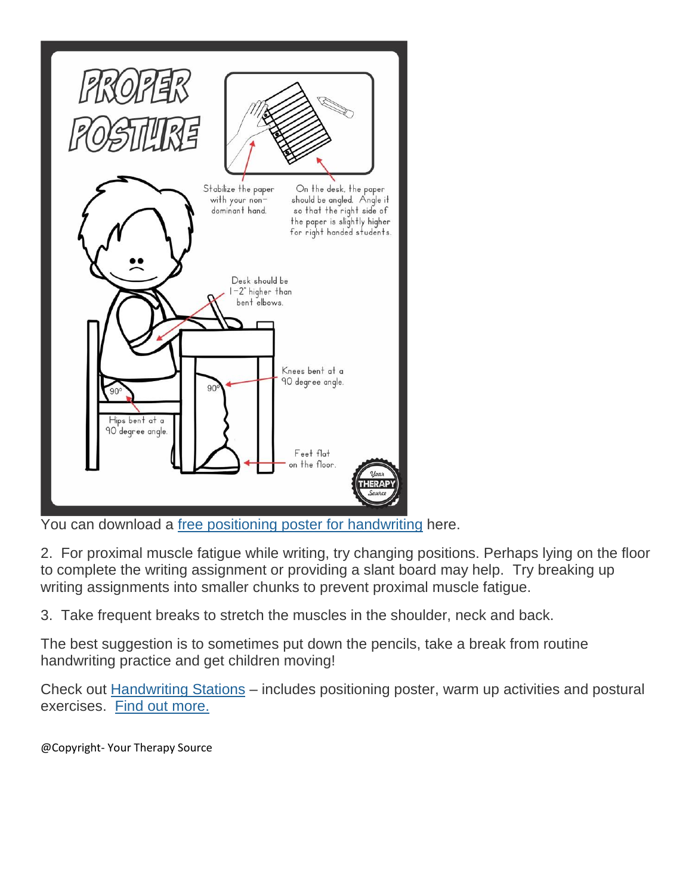PROPER POSTURE

Stabilize the paper with your non-dominant hand.

On the desk, the paper should be angled. Angle it so that the right side of the paper is slightly higher for right handed students.

Desk should be 1-2" higher than bent elbows.

Knees bent at a 90 degree angle.

90°

90°

Hips bent at a 90 degree angle.

Feet flat on the floor.

Your THERAPY Source

You can download a [free positioning poster for handwriting](#) here.

2. For proximal muscle fatigue while writing, try changing positions. Perhaps lying on the floor to complete the writing assignment or providing a slant board may help. Try breaking up writing assignments into smaller chunks to prevent proximal muscle fatigue.

3. Take frequent breaks to stretch the muscles in the shoulder, neck and back.

The best suggestion is to sometimes put down the pencils, take a break from routine handwriting practice and get children moving!

Check out [Handwriting Stations](#) – includes positioning poster, warm up activities and postural exercises. [Find out more.](#)

@Copyright- Your Therapy Source